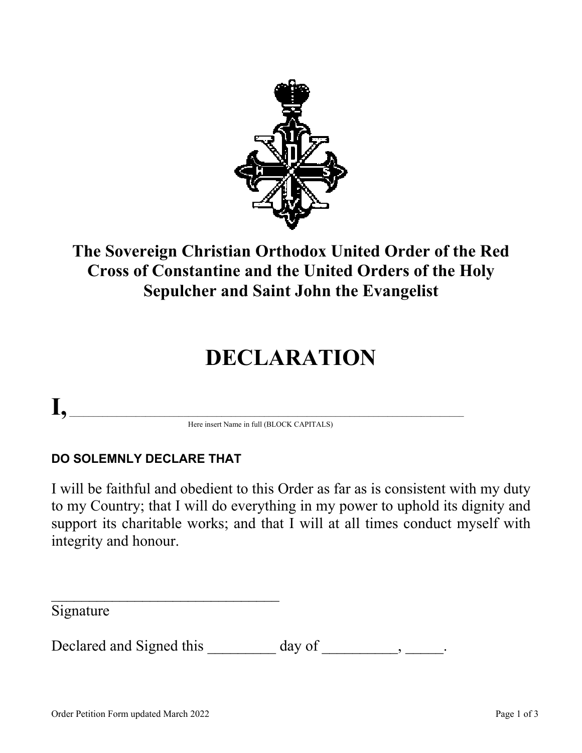# The Sovereign Christian Orthodox United Order of the Red Cross of Constantine and the United Orders of the Holy Sepulcher and Saint John the Evangelist

# DECLARATION

**I,** ____________________________________________________________

Here insert Name in full (BLOCK CAPITALS)

**DO SOLEMNLY DECLARE THAT**

I will be faithful and obedient to this Order as far as is consistent with my duty to my Country; that I will do everything in my power to uphold its dignity and support its charitable works; and that I will at all times conduct myself with integrity and honour.

_______________________________

Signature

Declared and Signed this _________ day of __________, _____.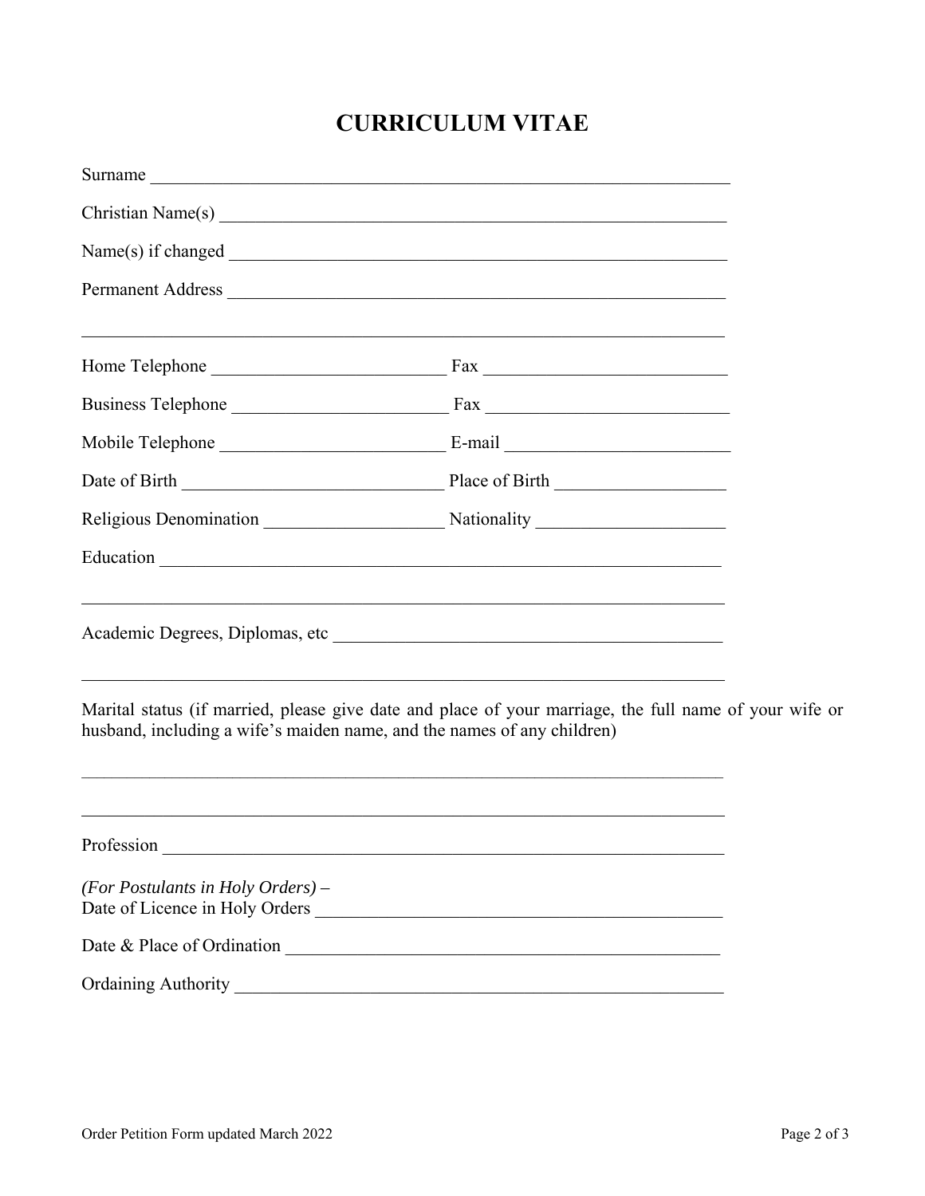# CURRICULUM VITAE

Surname ____________________________________________________________

Christian Name(s) ______________________________________________________

Name(s) if changed ______________________________________________________

Permanent Address ______________________________________________________

________________________________________________________________________

Home Telephone __________________________ Fax __________________________

Business Telephone ________________________ Fax __________________________

Mobile Telephone _________________________ E-mail _________________________

Date of Birth ____________________________ Place of Birth __________________

Religious Denomination ___________________ Nationality ____________________

Education __________________________________________________________

________________________________________________________________________

Academic Degrees, Diplomas, etc ___________________________________________

________________________________________________________________________

Marital status (if married, please give date and place of your marriage, the full name of your wife or husband, including a wife's maiden name, and the names of any children)

________________________________________________________________________

________________________________________________________________________

Profession __________________________________________________________

*(For Postulants in Holy Orders)* –
Date of Licence in Holy Orders ____________________________________________

Date & Place of Ordination _______________________________________________

Ordaining Authority ____________________________________________________

Order Petition Form updated March 2022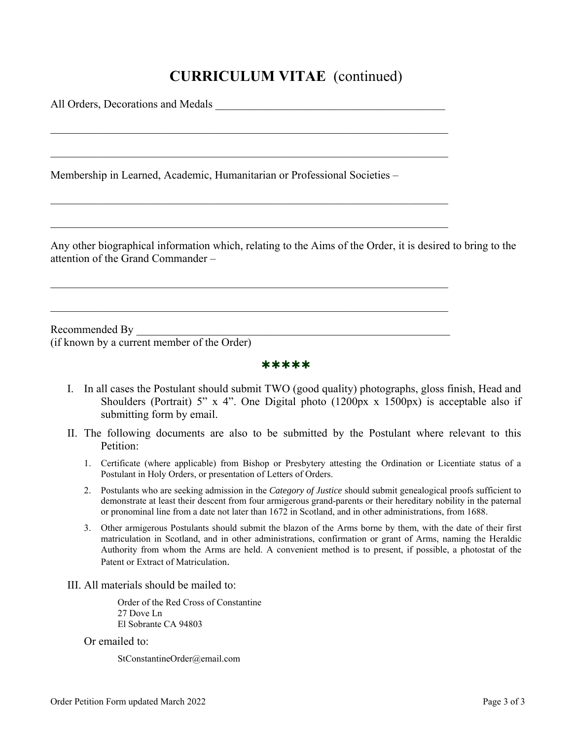# CURRICULUM VITAE (continued)

All Orders, Decorations and Medals ________________________________________

___________________________________________________________________________

___________________________________________________________________________

Membership in Learned, Academic, Humanitarian or Professional Societies –

___________________________________________________________________________

___________________________________________________________________________

Any other biographical information which, relating to the Aims of the Order, it is desired to bring to the attention of the Grand Commander –

___________________________________________________________________________

___________________________________________________________________________

Recommended By ________________________________________________________
(if known by a current member of the Order)

*****

I. In all cases the Postulant should submit TWO (good quality) photographs, gloss finish, Head and Shoulders (Portrait) 5" x 4". One Digital photo (1200px x 1500px) is acceptable also if submitting form by email.

II. The following documents are also to be submitted by the Postulant where relevant to this Petition:

1. Certificate (where applicable) from Bishop or Presbytery attesting the Ordination or Licentiate status of a Postulant in Holy Orders, or presentation of Letters of Orders.
2. Postulants who are seeking admission in the *Category of Justice* should submit genealogical proofs sufficient to demonstrate at least their descent from four armigerous grand-parents or their hereditary nobility in the paternal or pronominal line from a date not later than 1672 in Scotland, and in other administrations, from 1688.
3. Other armigerous Postulants should submit the blazon of the Arms borne by them, with the date of their first matriculation in Scotland, and in other administrations, confirmation or grant of Arms, naming the Heraldic Authority from whom the Arms are held. A convenient method is to present, if possible, a photostat of the Patent or Extract of Matriculation.

III. All materials should be mailed to:

Order of the Red Cross of Constantine
27 Dove Ln
El Sobrante CA 94803

Or emailed to:

StConstantineOrder@email.com

Order Petition Form updated March 2022